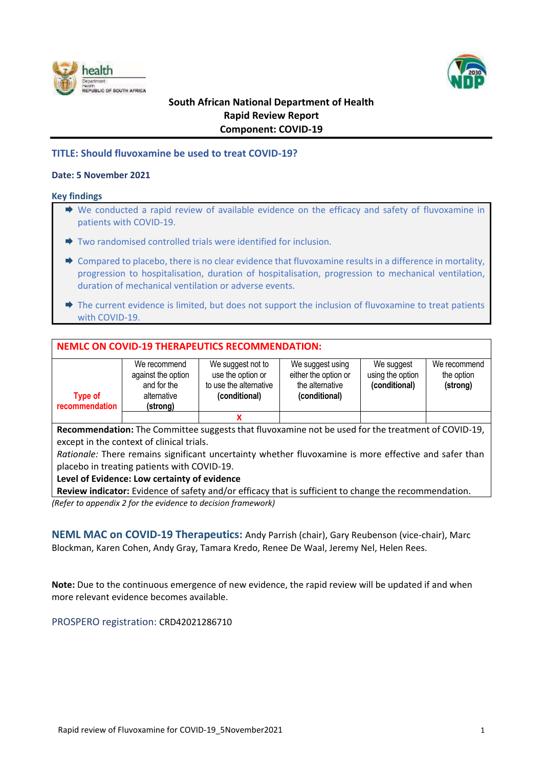**South African National Department of Health**
**Rapid Review Report**
**Component: COVID-19**

## TITLE: Should fluvoxamine be used to treat COVID-19?

**Date: 5 November 2021**

### Key findings

- We conducted a rapid review of available evidence on the efficacy and safety of fluvoxamine in patients with COVID-19.
- Two randomised controlled trials were identified for inclusion.
- Compared to placebo, there is no clear evidence that fluvoxamine results in a difference in mortality, progression to hospitalisation, duration of hospitalisation, progression to mechanical ventilation, duration of mechanical ventilation or adverse events.
- The current evidence is limited, but does not support the inclusion of fluvoxamine to treat patients with COVID-19.

### NEMLC ON COVID-19 THERAPEUTICS RECOMMENDATION:

| Type of recommendation | We recommend against the option and for the alternative **(strong)** | We suggest not to use the option or to use the alternative **(conditional)** | We suggest using either the option or the alternative **(conditional)** | We suggest using the option **(conditional)** | We recommend the option **(strong)** |
|---|---|---|---|---|---|
| | | X | | | |

**Recommendation:** The Committee suggests that fluvoxamine not be used for the treatment of COVID-19, except in the context of clinical trials.

*Rationale:* There remains significant uncertainty whether fluvoxamine is more effective and safer than placebo in treating patients with COVID-19.

**Level of Evidence: Low certainty of evidence**

**Review indicator:** Evidence of safety and/or efficacy that is sufficient to change the recommendation.

*(Refer to appendix 2 for the evidence to decision framework)*

**NEML MAC on COVID-19 Therapeutics:** Andy Parrish (chair), Gary Reubenson (vice-chair), Marc Blockman, Karen Cohen, Andy Gray, Tamara Kredo, Renee De Waal, Jeremy Nel, Helen Rees.

**Note:** Due to the continuous emergence of new evidence, the rapid review will be updated if and when more relevant evidence becomes available.

PROSPERO registration: CRD42021286710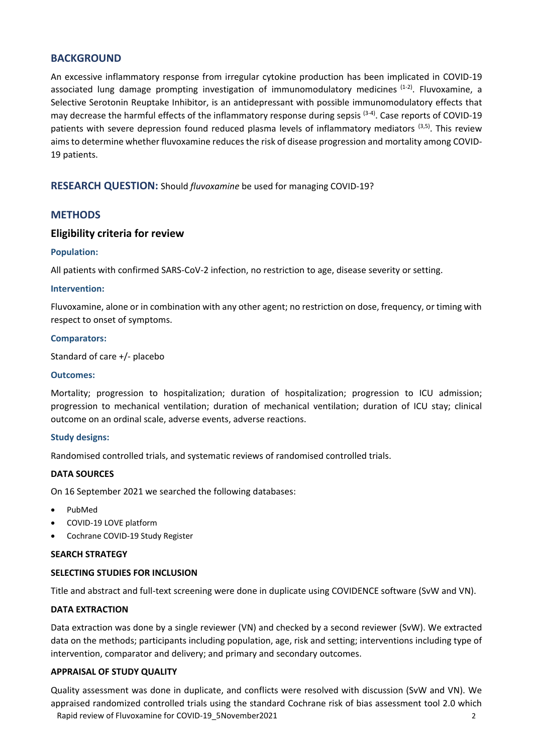## BACKGROUND

An excessive inflammatory response from irregular cytokine production has been implicated in COVID-19 associated lung damage prompting investigation of immunomodulatory medicines [1-2]. Fluvoxamine, a Selective Serotonin Reuptake Inhibitor, is an antidepressant with possible immunomodulatory effects that may decrease the harmful effects of the inflammatory response during sepsis [3-4]. Case reports of COVID-19 patients with severe depression found reduced plasma levels of inflammatory mediators [3,5]. This review aims to determine whether fluvoxamine reduces the risk of disease progression and mortality among COVID-19 patients.

## RESEARCH QUESTION: Should *fluvoxamine* be used for managing COVID-19?

## METHODS

### Eligibility criteria for review

#### Population:

All patients with confirmed SARS-CoV-2 infection, no restriction to age, disease severity or setting.

#### Intervention:

Fluvoxamine, alone or in combination with any other agent; no restriction on dose, frequency, or timing with respect to onset of symptoms.

#### Comparators:

Standard of care +/- placebo

#### Outcomes:

Mortality; progression to hospitalization; duration of hospitalization; progression to ICU admission; progression to mechanical ventilation; duration of mechanical ventilation; duration of ICU stay; clinical outcome on an ordinal scale, adverse events, adverse reactions.

#### Study designs:

Randomised controlled trials, and systematic reviews of randomised controlled trials.

**DATA SOURCES**

On 16 September 2021 we searched the following databases:

- PubMed
- COVID-19 LOVE platform
- Cochrane COVID-19 Study Register

**SEARCH STRATEGY**

**SELECTING STUDIES FOR INCLUSION**

Title and abstract and full-text screening were done in duplicate using COVIDENCE software (SvW and VN).

**DATA EXTRACTION**

Data extraction was done by a single reviewer (VN) and checked by a second reviewer (SvW). We extracted data on the methods; participants including population, age, risk and setting; interventions including type of intervention, comparator and delivery; and primary and secondary outcomes.

**APPRAISAL OF STUDY QUALITY**

Quality assessment was done in duplicate, and conflicts were resolved with discussion (SvW and VN). We appraised randomized controlled trials using the standard Cochrane risk of bias assessment tool 2.0 which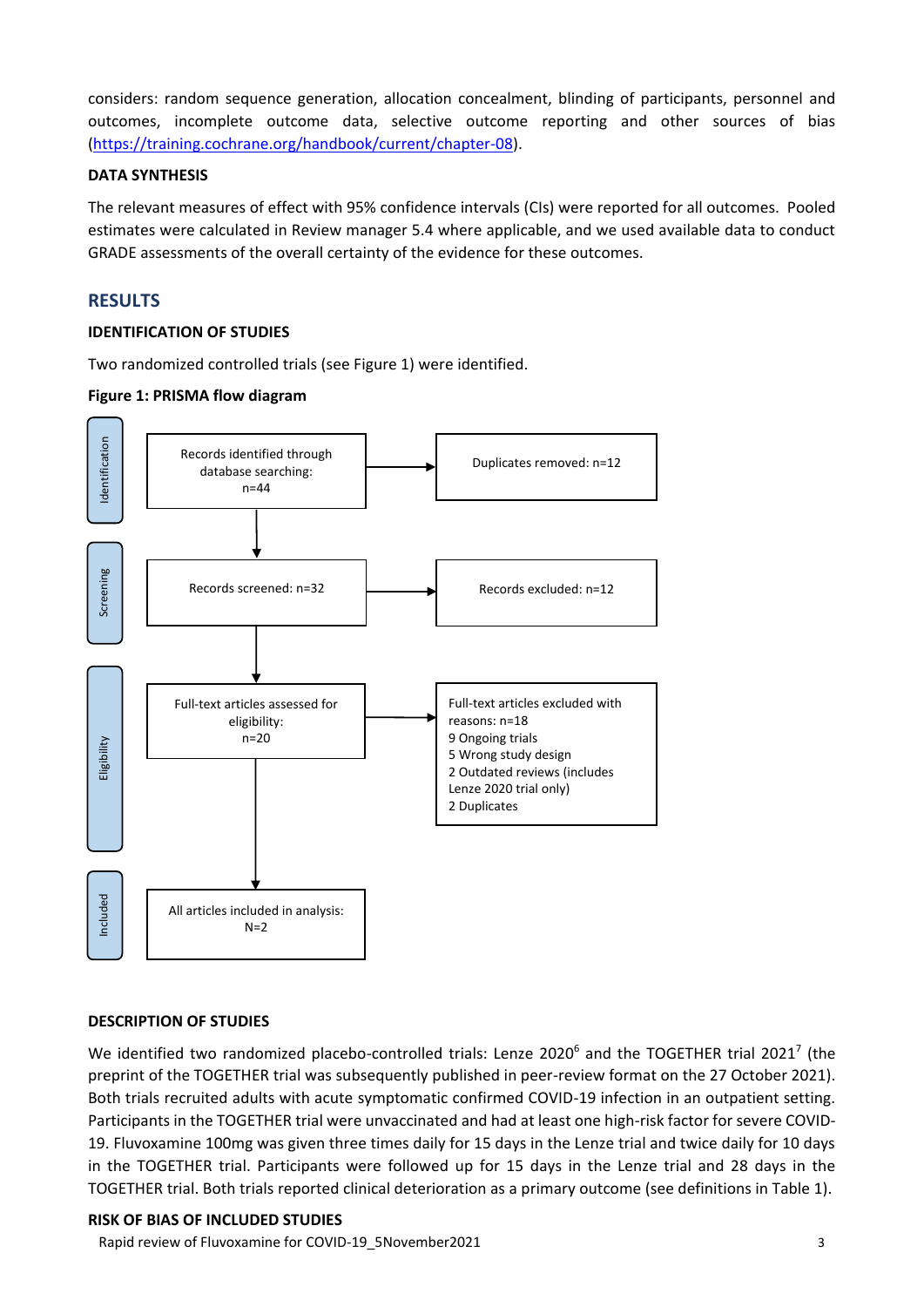considers: random sequence generation, allocation concealment, blinding of participants, personnel and outcomes, incomplete outcome data, selective outcome reporting and other sources of bias (https://training.cochrane.org/handbook/current/chapter-08).

### DATA SYNTHESIS

The relevant measures of effect with 95% confidence intervals (CIs) were reported for all outcomes. Pooled estimates were calculated in Review manager 5.4 where applicable, and we used available data to conduct GRADE assessments of the overall certainty of the evidence for these outcomes.

## RESULTS

### IDENTIFICATION OF STUDIES

Two randomized controlled trials (see Figure 1) were identified.

**Figure 1: PRISMA flow diagram**

**Identification**
- Records identified through database searching: n=44
  - → Duplicates removed: n=12

**Screening**
- Records screened: n=32
  - → Records excluded: n=12

**Eligibility**
- Full-text articles assessed for eligibility: n=20
  - → Full-text articles excluded with reasons: n=18
    - 9 Ongoing trials
    - 5 Wrong study design
    - 2 Outdated reviews (includes Lenze 2020 trial only)
    - 2 Duplicates

**Included**
- All articles included in analysis: N=2

### DESCRIPTION OF STUDIES

We identified two randomized placebo-controlled trials: Lenze 2020[6] and the TOGETHER trial 2021[7] (the preprint of the TOGETHER trial was subsequently published in peer-review format on the 27 October 2021). Both trials recruited adults with acute symptomatic confirmed COVID-19 infection in an outpatient setting. Participants in the TOGETHER trial were unvaccinated and had at least one high-risk factor for severe COVID-19. Fluvoxamine 100mg was given three times daily for 15 days in the Lenze trial and twice daily for 10 days in the TOGETHER trial. Participants were followed up for 15 days in the Lenze trial and 28 days in the TOGETHER trial. Both trials reported clinical deterioration as a primary outcome (see definitions in Table 1).

### RISK OF BIAS OF INCLUDED STUDIES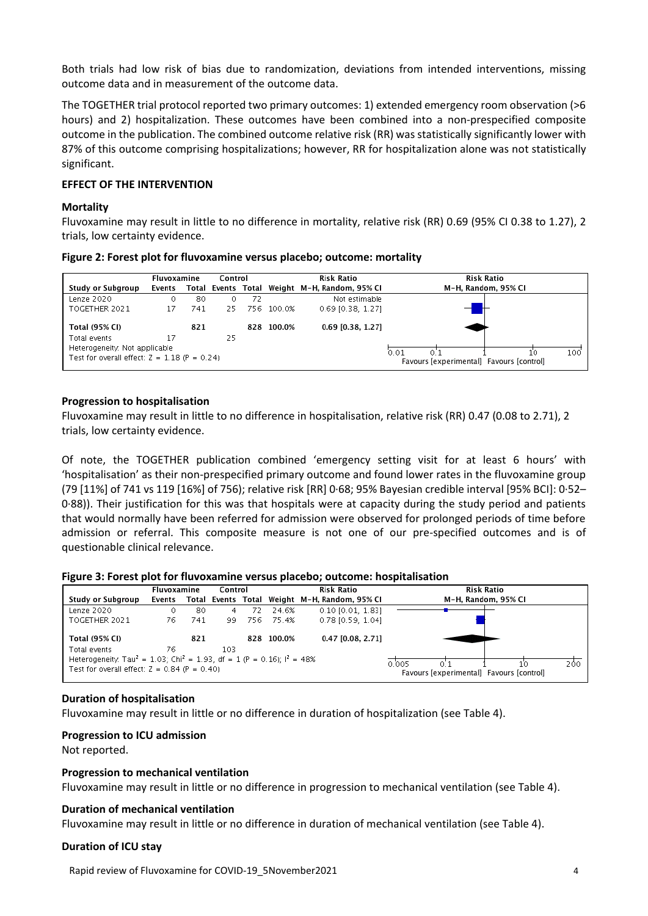Both trials had low risk of bias due to randomization, deviations from intended interventions, missing outcome data and in measurement of the outcome data.

The TOGETHER trial protocol reported two primary outcomes: 1) extended emergency room observation (>6 hours) and 2) hospitalization. These outcomes have been combined into a non-prespecified composite outcome in the publication. The combined outcome relative risk (RR) was statistically significantly lower with 87% of this outcome comprising hospitalizations; however, RR for hospitalization alone was not statistically significant.

**EFFECT OF THE INTERVENTION**

**Mortality**

Fluvoxamine may result in little to no difference in mortality, relative risk (RR) 0.69 (95% CI 0.38 to 1.27), 2 trials, low certainty evidence.

**Figure 2: Forest plot for fluvoxamine versus placebo; outcome: mortality**

| Study or Subgroup | Fluvoxamine Events | Fluvoxamine Total | Control Events | Control Total | Weight | Risk Ratio M-H, Random, 95% CI |
|---|---|---|---|---|---|---|
| Lenze 2020 | 0 | 80 | 0 | 72 | | Not estimable |
| TOGETHER 2021 | 17 | 741 | 25 | 756 | 100.0% | 0.69 [0.38, 1.27] |
| **Total (95% CI)** | | **821** | | **828** | **100.0%** | **0.69 [0.38, 1.27]** |
| Total events | 17 | | 25 | | | |

Heterogeneity: Not applicable
Test for overall effect: Z = 1.18 (P = 0.24)

Risk Ratio M-H, Random, 95% CI (axis 0.01, 0.1, 1, 10, 100): Favours [experimental] Favours [control]

**Progression to hospitalisation**

Fluvoxamine may result in little to no difference in hospitalisation, relative risk (RR) 0.47 (0.08 to 2.71), 2 trials, low certainty evidence.

Of note, the TOGETHER publication combined 'emergency setting visit for at least 6 hours' with 'hospitalisation' as their non-prespecified primary outcome and found lower rates in the fluvoxamine group (79 [11%] of 741 vs 119 [16%] of 756); relative risk [RR] 0·68; 95% Bayesian credible interval [95% BCI]: 0·52–0·88)). Their justification for this was that hospitals were at capacity during the study period and patients that would normally have been referred for admission were observed for prolonged periods of time before admission or referral. This composite measure is not one of our pre-specified outcomes and is of questionable clinical relevance.

**Figure 3: Forest plot for fluvoxamine versus placebo; outcome: hospitalisation**

| Study or Subgroup | Fluvoxamine Events | Fluvoxamine Total | Control Events | Control Total | Weight | Risk Ratio M-H, Random, 95% CI |
|---|---|---|---|---|---|---|
| Lenze 2020 | 0 | 80 | 4 | 72 | 24.6% | 0.10 [0.01, 1.83] |
| TOGETHER 2021 | 76 | 741 | 99 | 756 | 75.4% | 0.78 [0.59, 1.04] |
| **Total (95% CI)** | | **821** | | **828** | **100.0%** | **0.47 [0.08, 2.71]** |
| Total events | 76 | | 103 | | | |

Heterogeneity: $Tau^2 = 1.03$; $Chi^2 = 1.93$, df = 1 (P = 0.16); $I^2 = 48\%$
Test for overall effect: Z = 0.84 (P = 0.40)

Risk Ratio M-H, Random, 95% CI (axis 0.005, 0.1, 1, 10, 200): Favours [experimental] Favours [control]

**Duration of hospitalisation**

Fluvoxamine may result in little or no difference in duration of hospitalization (see Table 4).

**Progression to ICU admission**

Not reported.

**Progression to mechanical ventilation**

Fluvoxamine may result in little or no difference in progression to mechanical ventilation (see Table 4).

**Duration of mechanical ventilation**

Fluvoxamine may result in little or no difference in duration of mechanical ventilation (see Table 4).

**Duration of ICU stay**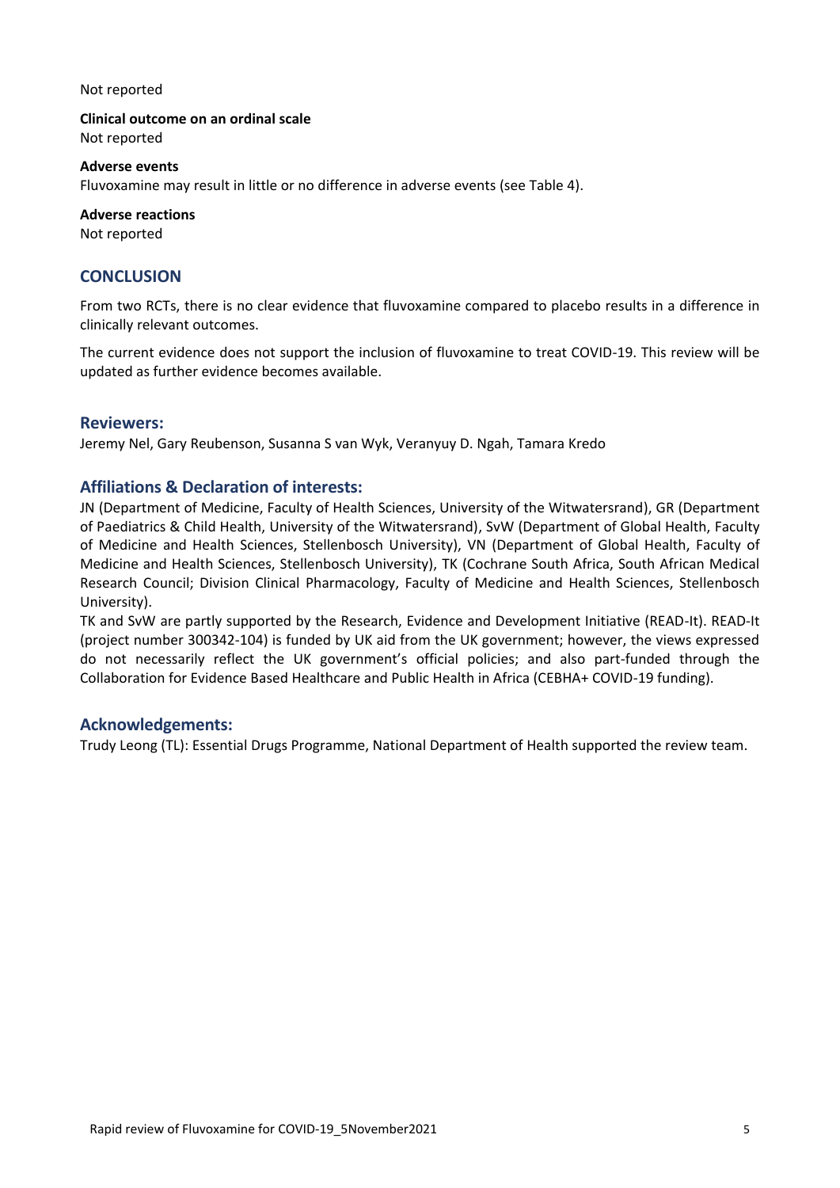Not reported

**Clinical outcome on an ordinal scale**
Not reported

**Adverse events**
Fluvoxamine may result in little or no difference in adverse events (see Table 4).

**Adverse reactions**
Not reported

## CONCLUSION

From two RCTs, there is no clear evidence that fluvoxamine compared to placebo results in a difference in clinically relevant outcomes.

The current evidence does not support the inclusion of fluvoxamine to treat COVID-19. This review will be updated as further evidence becomes available.

### Reviewers:

Jeremy Nel, Gary Reubenson, Susanna S van Wyk, Veranyuy D. Ngah, Tamara Kredo

### Affiliations & Declaration of interests:

JN (Department of Medicine, Faculty of Health Sciences, University of the Witwatersrand), GR (Department of Paediatrics & Child Health, University of the Witwatersrand), SvW (Department of Global Health, Faculty of Medicine and Health Sciences, Stellenbosch University), VN (Department of Global Health, Faculty of Medicine and Health Sciences, Stellenbosch University), TK (Cochrane South Africa, South African Medical Research Council; Division Clinical Pharmacology, Faculty of Medicine and Health Sciences, Stellenbosch University).

TK and SvW are partly supported by the Research, Evidence and Development Initiative (READ-It). READ-It (project number 300342-104) is funded by UK aid from the UK government; however, the views expressed do not necessarily reflect the UK government's official policies; and also part-funded through the Collaboration for Evidence Based Healthcare and Public Health in Africa (CEBHA+ COVID-19 funding).

### Acknowledgements:

Trudy Leong (TL): Essential Drugs Programme, National Department of Health supported the review team.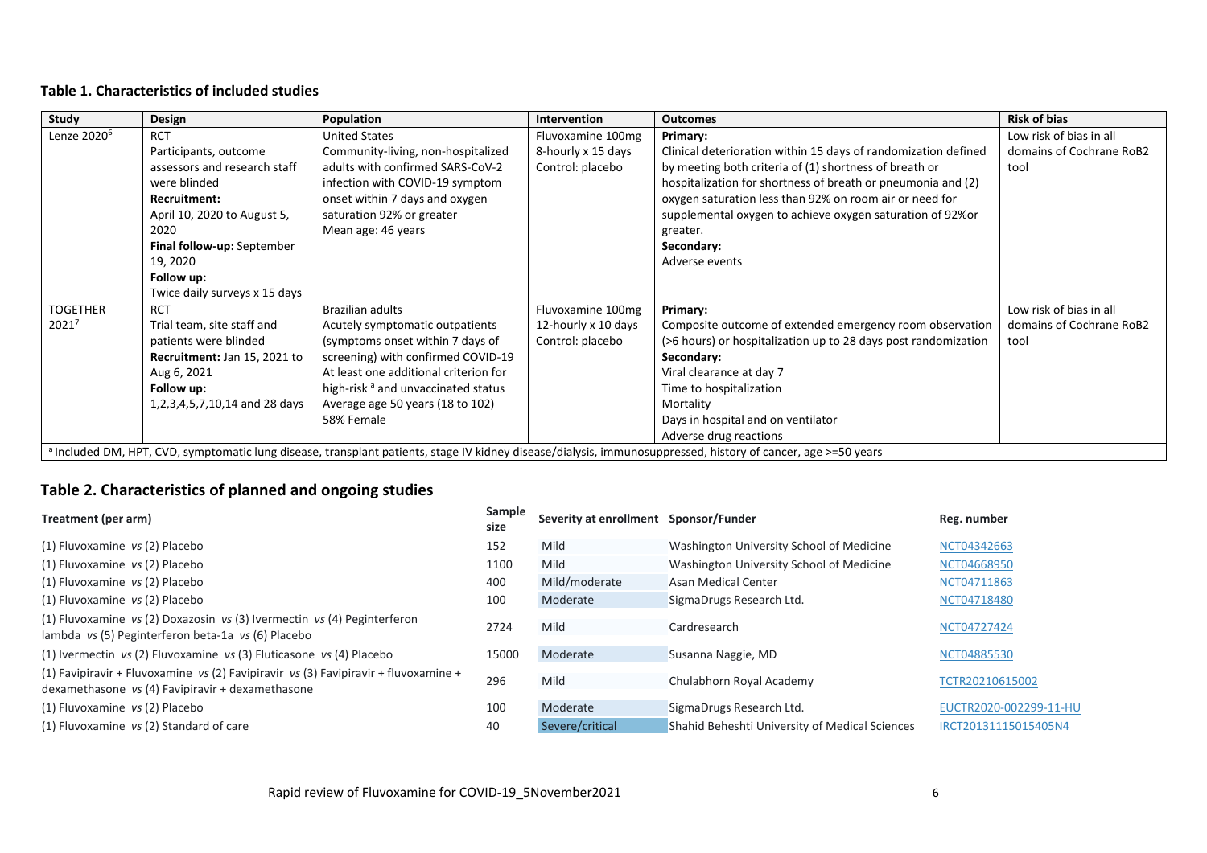## Table 1. Characteristics of included studies

| Study | Design | Population | Intervention | Outcomes | Risk of bias |
|---|---|---|---|---|---|
| Lenze 2020[6] | RCT<br>Participants, outcome assessors and research staff were blinded<br>**Recruitment:**<br>April 10, 2020 to August 5, 2020<br>**Final follow-up:** September 19, 2020<br>**Follow up:**<br>Twice daily surveys x 15 days | United States<br>Community-living, non-hospitalized adults with confirmed SARS-CoV-2 infection with COVID-19 symptom onset within 7 days and oxygen saturation 92% or greater<br>Mean age: 46 years | Fluvoxamine 100mg 8-hourly x 15 days<br>Control: placebo | **Primary:**<br>Clinical deterioration within 15 days of randomization defined by meeting both criteria of (1) shortness of breath or hospitalization for shortness of breath or pneumonia and (2) oxygen saturation less than 92% on room air or need for supplemental oxygen to achieve oxygen saturation of 92%or greater.<br>**Secondary:**<br>Adverse events | Low risk of bias in all domains of Cochrane RoB2 tool |
| TOGETHER 2021[7] | RCT<br>Trial team, site staff and patients were blinded<br>**Recruitment:** Jan 15, 2021 to Aug 6, 2021<br>**Follow up:**<br>1,2,3,4,5,7,10,14 and 28 days | Brazilian adults<br>Acutely symptomatic outpatients (symptoms onset within 7 days of screening) with confirmed COVID-19<br>At least one additional criterion for high-risk [a] and unvaccinated status<br>Average age 50 years (18 to 102)<br>58% Female | Fluvoxamine 100mg 12-hourly x 10 days<br>Control: placebo | **Primary:**<br>Composite outcome of extended emergency room observation (>6 hours) or hospitalization up to 28 days post randomization<br>**Secondary:**<br>Viral clearance at day 7<br>Time to hospitalization<br>Mortality<br>Days in hospital and on ventilator<br>Adverse drug reactions | Low risk of bias in all domains of Cochrane RoB2 tool |

[a] Included DM, HPT, CVD, symptomatic lung disease, transplant patients, stage IV kidney disease/dialysis, immunosuppressed, history of cancer, age >=50 years

## Table 2. Characteristics of planned and ongoing studies

| Treatment (per arm) | Sample size | Severity at enrollment | Sponsor/Funder | Reg. number |
|---|---|---|---|---|
| (1) Fluvoxamine *vs* (2) Placebo | 152 | Mild | Washington University School of Medicine | NCT04342663 |
| (1) Fluvoxamine *vs* (2) Placebo | 1100 | Mild | Washington University School of Medicine | NCT04668950 |
| (1) Fluvoxamine *vs* (2) Placebo | 400 | Mild/moderate | Asan Medical Center | NCT04711863 |
| (1) Fluvoxamine *vs* (2) Placebo | 100 | Moderate | SigmaDrugs Research Ltd. | NCT04718480 |
| (1) Fluvoxamine *vs* (2) Doxazosin *vs* (3) Ivermectin *vs* (4) Peginterferon lambda *vs* (5) Peginterferon beta-1a *vs* (6) Placebo | 2724 | Mild | Cardresearch | NCT04727424 |
| (1) Ivermectin *vs* (2) Fluvoxamine *vs* (3) Fluticasone *vs* (4) Placebo | 15000 | Moderate | Susanna Naggie, MD | NCT04885530 |
| (1) Favipiravir + Fluvoxamine *vs* (2) Favipiravir *vs* (3) Favipiravir + fluvoxamine + dexamethasone *vs* (4) Favipiravir + dexamethasone | 296 | Mild | Chulabhorn Royal Academy | TCTR20210615002 |
| (1) Fluvoxamine *vs* (2) Placebo | 100 | Moderate | SigmaDrugs Research Ltd. | EUCTR2020-002299-11-HU |
| (1) Fluvoxamine *vs* (2) Standard of care | 40 | Severe/critical | Shahid Beheshti University of Medical Sciences | IRCT20131115015405N4 |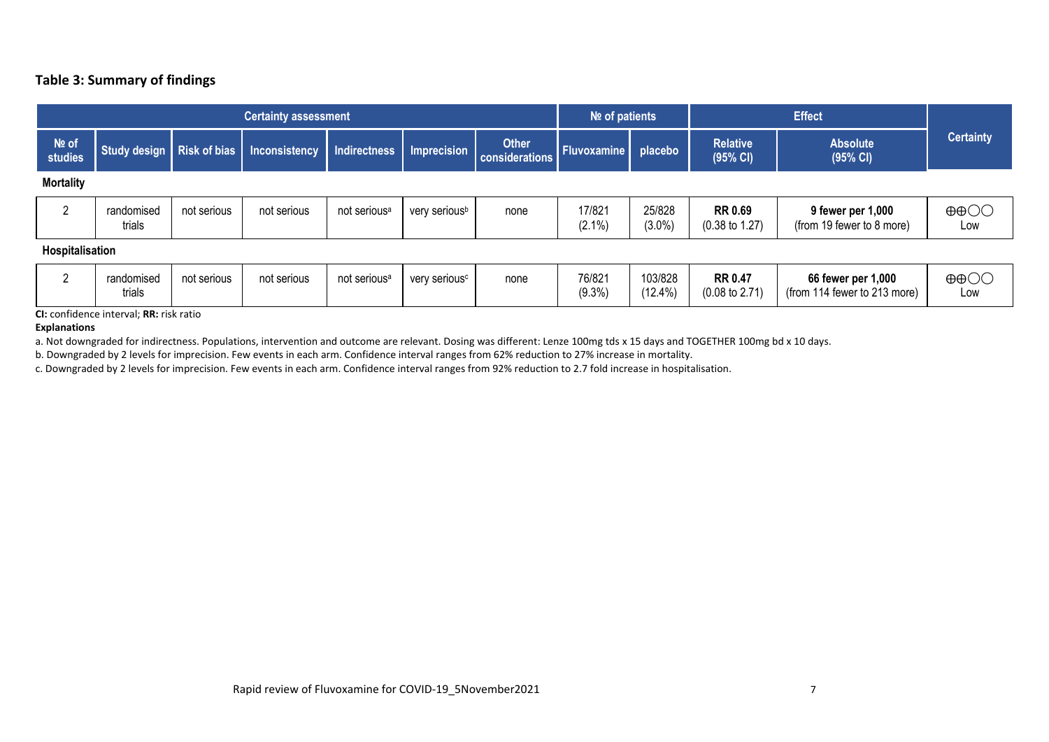## Table 3: Summary of findings

| Certainty assessment | | | | | | | № of patients | | Effect | | Certainty |
|---|---|---|---|---|---|---|---|---|---|---|---|
| № of studies | Study design | Risk of bias | Inconsistency | Indirectness | Imprecision | Other considerations | Fluvoxamine | placebo | Relative (95% CI) | Absolute (95% CI) | |
| **Mortality** | | | | | | | | | | | |
| 2 | randomised trials | not serious | not serious | not serious[a] | very serious[b] | none | 17/821 (2.1%) | 25/828 (3.0%) | **RR 0.69** (0.38 to 1.27) | **9 fewer per 1,000** (from 19 fewer to 8 more) | ⊕⊕◯◯ Low |
| **Hospitalisation** | | | | | | | | | | | |
| 2 | randomised trials | not serious | not serious | not serious[a] | very serious[c] | none | 76/821 (9.3%) | 103/828 (12.4%) | **RR 0.47** (0.08 to 2.71) | **66 fewer per 1,000** (from 114 fewer to 213 more) | ⊕⊕◯◯ Low |

**CI:** confidence interval; **RR:** risk ratio

**Explanations**

a. Not downgraded for indirectness. Populations, intervention and outcome are relevant. Dosing was different: Lenze 100mg tds x 15 days and TOGETHER 100mg bd x 10 days.

b. Downgraded by 2 levels for imprecision. Few events in each arm. Confidence interval ranges from 62% reduction to 27% increase in mortality.

c. Downgraded by 2 levels for imprecision. Few events in each arm. Confidence interval ranges from 92% reduction to 2.7 fold increase in hospitalisation.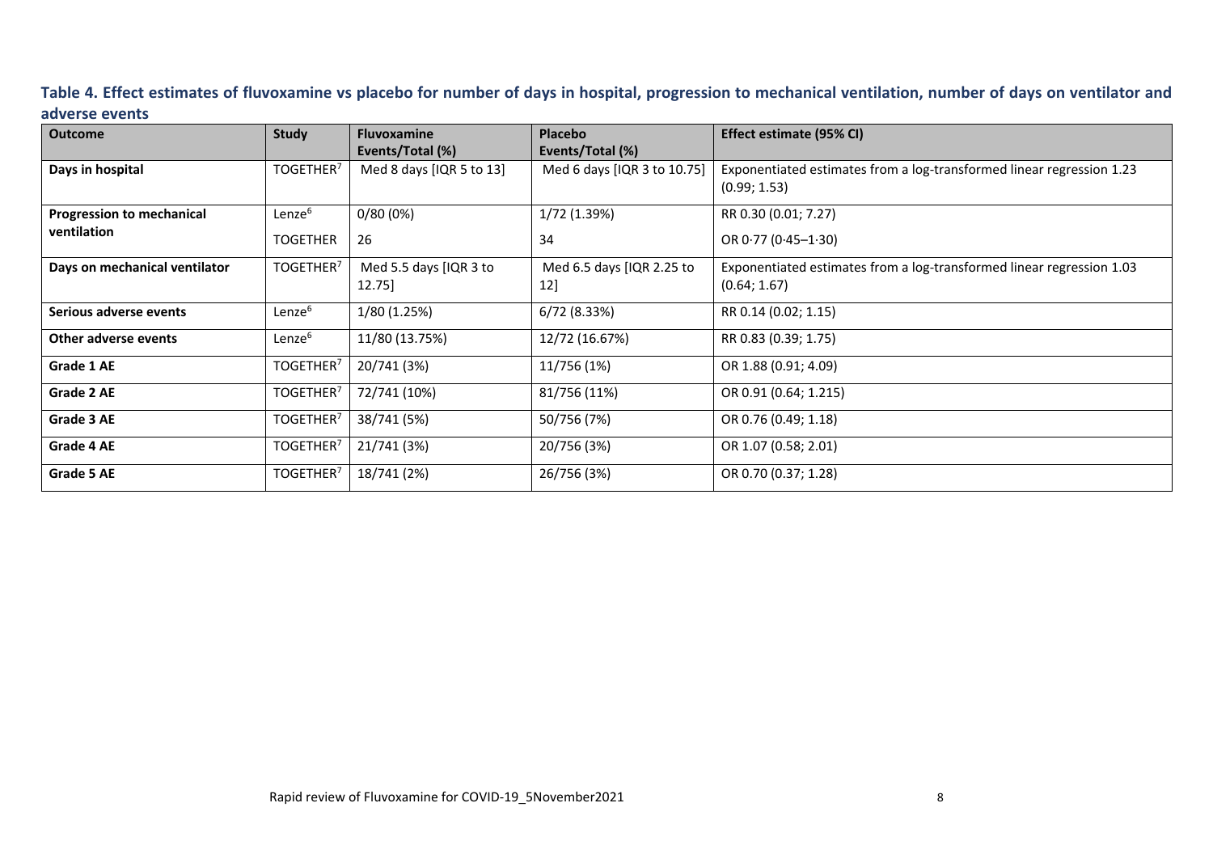**Table 4. Effect estimates of fluvoxamine vs placebo for number of days in hospital, progression to mechanical ventilation, number of days on ventilator and adverse events**

| Outcome | Study | Fluvoxamine Events/Total (%) | Placebo Events/Total (%) | Effect estimate (95% CI) |
|---|---|---|---|---|
| **Days in hospital** | TOGETHER[7] | Med 8 days [IQR 5 to 13] | Med 6 days [IQR 3 to 10.75] | Exponentiated estimates from a log-transformed linear regression 1.23 (0.99; 1.53) |
| **Progression to mechanical ventilation** | Lenze[6] | 0/80 (0%) | 1/72 (1.39%) | RR 0.30 (0.01; 7.27) |
| | TOGETHER | 26 | 34 | OR 0·77 (0·45–1·30) |
| **Days on mechanical ventilator** | TOGETHER[7] | Med 5.5 days [IQR 3 to 12.75] | Med 6.5 days [IQR 2.25 to 12] | Exponentiated estimates from a log-transformed linear regression 1.03 (0.64; 1.67) |
| **Serious adverse events** | Lenze[6] | 1/80 (1.25%) | 6/72 (8.33%) | RR 0.14 (0.02; 1.15) |
| **Other adverse events** | Lenze[6] | 11/80 (13.75%) | 12/72 (16.67%) | RR 0.83 (0.39; 1.75) |
| **Grade 1 AE** | TOGETHER[7] | 20/741 (3%) | 11/756 (1%) | OR 1.88 (0.91; 4.09) |
| **Grade 2 AE** | TOGETHER[7] | 72/741 (10%) | 81/756 (11%) | OR 0.91 (0.64; 1.215) |
| **Grade 3 AE** | TOGETHER[7] | 38/741 (5%) | 50/756 (7%) | OR 0.76 (0.49; 1.18) |
| **Grade 4 AE** | TOGETHER[7] | 21/741 (3%) | 20/756 (3%) | OR 1.07 (0.58; 2.01) |
| **Grade 5 AE** | TOGETHER[7] | 18/741 (2%) | 26/756 (3%) | OR 0.70 (0.37; 1.28) |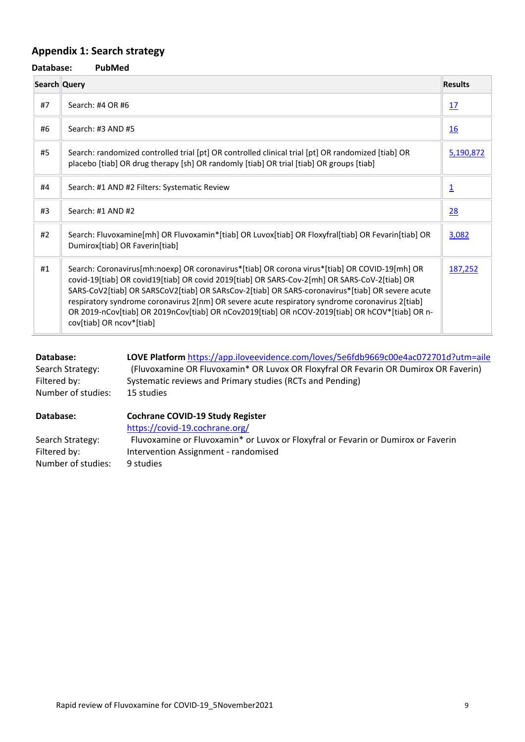## Appendix 1: Search strategy

**Database:** **PubMed**

| Search | Query | Results |
|---|---|---|
| #7 | Search: #4 OR #6 | 17 |
| #6 | Search: #3 AND #5 | 16 |
| #5 | Search: randomized controlled trial [pt] OR controlled clinical trial [pt] OR randomized [tiab] OR placebo [tiab] OR drug therapy [sh] OR randomly [tiab] OR trial [tiab] OR groups [tiab] | 5,190,872 |
| #4 | Search: #1 AND #2 Filters: Systematic Review | 1 |
| #3 | Search: #1 AND #2 | 28 |
| #2 | Search: Fluvoxamine[mh] OR Fluvoxamin*[tiab] OR Luvox[tiab] OR Floxyfral[tiab] OR Fevarin[tiab] OR Dumirox[tiab] OR Faverin[tiab] | 3,082 |
| #1 | Search: Coronavirus[mh:noexp] OR coronavirus*[tiab] OR corona virus*[tiab] OR COVID-19[mh] OR covid-19[tiab] OR covid19[tiab] OR covid 2019[tiab] OR SARS-Cov-2[mh] OR SARS-CoV-2[tiab] OR SARS-CoV2[tiab] OR SARSCoV2[tiab] OR SARsCov-2[tiab] OR SARS-coronavirus*[tiab] OR severe acute respiratory syndrome coronavirus 2[nm] OR severe acute respiratory syndrome coronavirus 2[tiab] OR 2019-nCov[tiab] OR 2019nCov[tiab] OR nCov2019[tiab] OR nCOV-2019[tiab] OR hCOV*[tiab] OR n-cov[tiab] OR ncov*[tiab] | 187,252 |

**Database:** **LOVE Platform** https://app.iloveevidence.com/loves/5e6fdb9669c00e4ac072701d?utm=aile
Search Strategy: (Fluvoxamine OR Fluvoxamin* OR Luvox OR Floxyfral OR Fevarin OR Dumirox OR Faverin)
Filtered by: Systematic reviews and Primary studies (RCTs and Pending)
Number of studies: 15 studies

**Database:** **Cochrane COVID-19 Study Register**
https://covid-19.cochrane.org/
Search Strategy: Fluvoxamine or Fluvoxamin* or Luvox or Floxyfral or Fevarin or Dumirox or Faverin
Filtered by: Intervention Assignment - randomised
Number of studies: 9 studies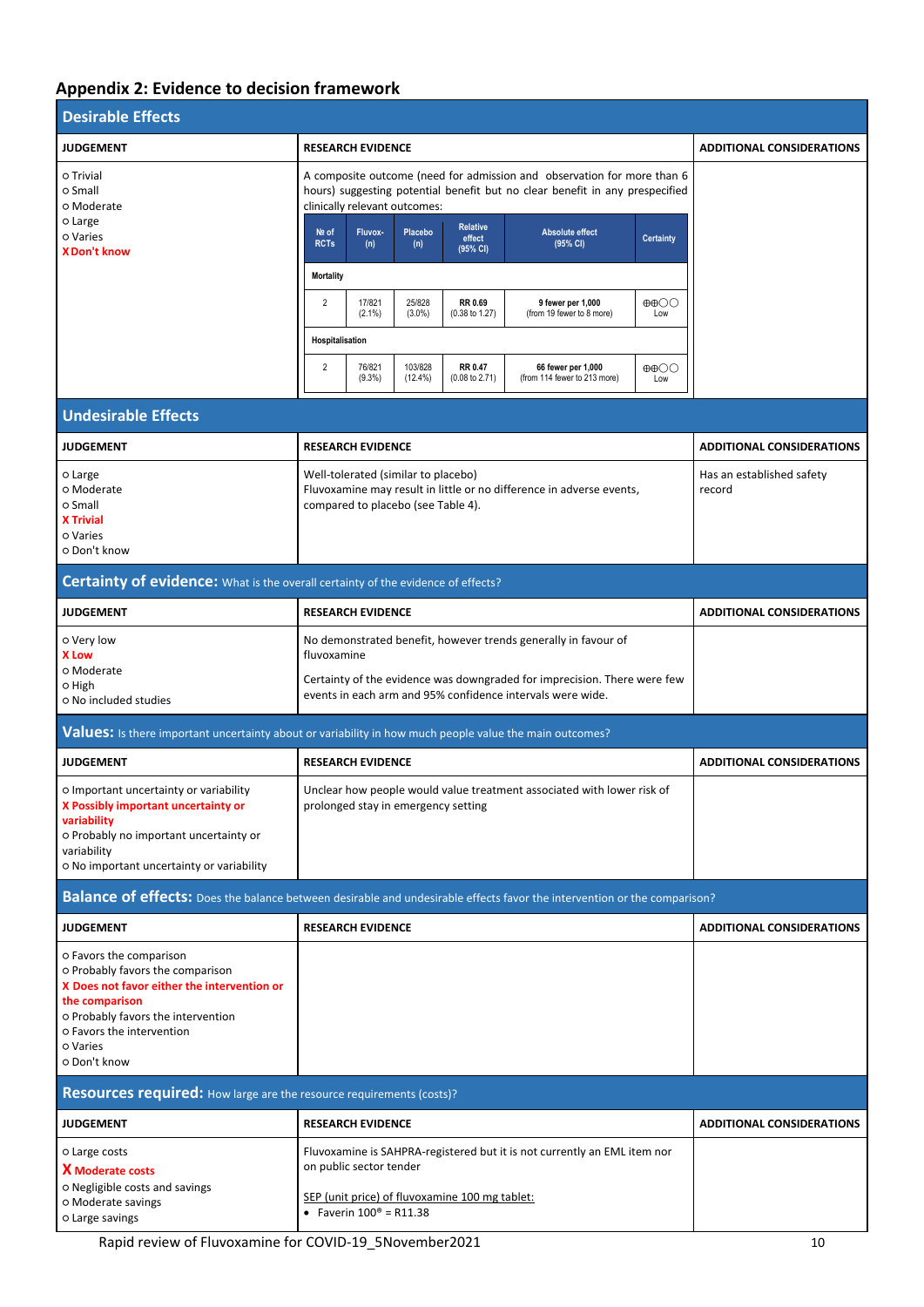## Appendix 2: Evidence to decision framework

### Desirable Effects

| JUDGEMENT | RESEARCH EVIDENCE | ADDITIONAL CONSIDERATIONS |
|---|---|---|
| o Trivial<br>o Small<br>o Moderate<br>o Large<br>o Varies<br>**X Don't know** | A composite outcome (need for admission and observation for more than 6 hours) suggesting potential benefit but no clear benefit in any prespecified clinically relevant outcomes: | |

| № of RCTs | Fluvox- (n) | Placebo (n) | Relative effect (95% CI) | Absolute effect (95% CI) | Certainty |
|---|---|---|---|---|---|
| **Mortality** | | | | | |
| 2 | 17/821 (2.1%) | 25/828 (3.0%) | **RR 0.69** (0.38 to 1.27) | **9 fewer per 1,000** (from 19 fewer to 8 more) | ⊕⊕○○ Low |
| **Hospitalisation** | | | | | |
| 2 | 76/821 (9.3%) | 103/828 (12.4%) | **RR 0.47** (0.08 to 2.71) | **66 fewer per 1,000** (from 114 fewer to 213 more) | ⊕⊕○○ Low |

### Undesirable Effects

| JUDGEMENT | RESEARCH EVIDENCE | ADDITIONAL CONSIDERATIONS |
|---|---|---|
| o Large<br>o Moderate<br>o Small<br>**X Trivial**<br>o Varies<br>o Don't know | Well-tolerated (similar to placebo)<br>Fluvoxamine may result in little or no difference in adverse events, compared to placebo (see Table 4). | Has an established safety record |

### Certainty of evidence: What is the overall certainty of the evidence of effects?

| JUDGEMENT | RESEARCH EVIDENCE | ADDITIONAL CONSIDERATIONS |
|---|---|---|
| o Very low<br>**X Low**<br>o Moderate<br>o High<br>o No included studies | No demonstrated benefit, however trends generally in favour of fluvoxamine<br><br>Certainty of the evidence was downgraded for imprecision. There were few events in each arm and 95% confidence intervals were wide. | |

### Values: Is there important uncertainty about or variability in how much people value the main outcomes?

| JUDGEMENT | RESEARCH EVIDENCE | ADDITIONAL CONSIDERATIONS |
|---|---|---|
| o Important uncertainty or variability<br>**X Possibly important uncertainty or variability**<br>o Probably no important uncertainty or variability<br>o No important uncertainty or variability | Unclear how people would value treatment associated with lower risk of prolonged stay in emergency setting | |

### Balance of effects: Does the balance between desirable and undesirable effects favor the intervention or the comparison?

| JUDGEMENT | RESEARCH EVIDENCE | ADDITIONAL CONSIDERATIONS |
|---|---|---|
| o Favors the comparison<br>o Probably favors the comparison<br>**X Does not favor either the intervention or the comparison**<br>o Probably favors the intervention<br>o Favors the intervention<br>o Varies<br>o Don't know | | |

### Resources required: How large are the resource requirements (costs)?

| JUDGEMENT | RESEARCH EVIDENCE | ADDITIONAL CONSIDERATIONS |
|---|---|---|
| o Large costs<br>**X Moderate costs**<br>o Negligible costs and savings<br>o Moderate savings<br>o Large savings | Fluvoxamine is SAHPRA-registered but it is not currently an EML item nor on public sector tender<br><br>SEP (unit price) of fluvoxamine 100 mg tablet:<br>• Faverin 100® = R11.38 | |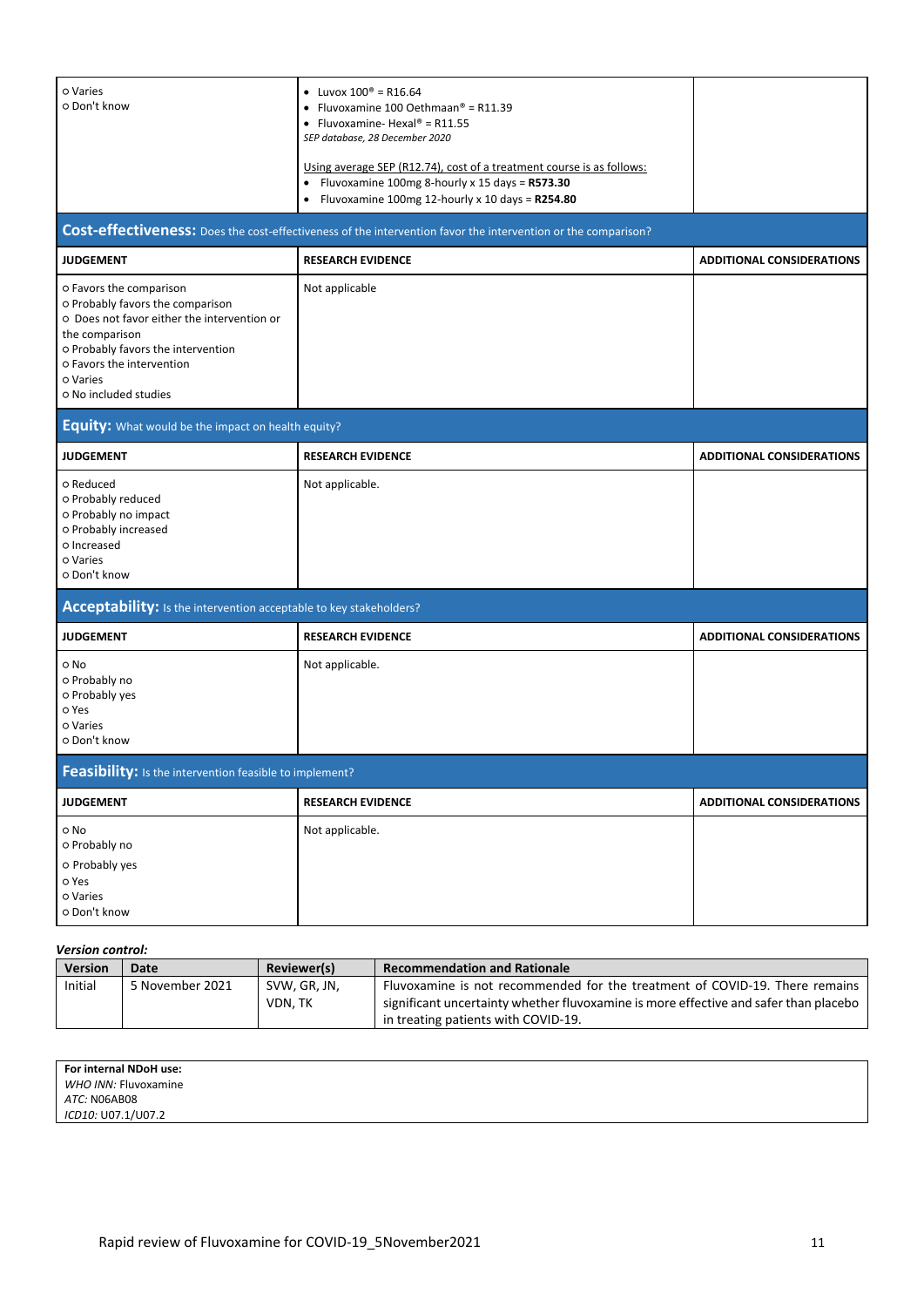| | | |
|---|---|---|
| ○ Varies<br>○ Don't know | • Luvox 100® = R16.64<br>• Fluvoxamine 100 Oethmaan® = R11.39<br>• Fluvoxamine- Hexal® = R11.55<br>*SEP database, 28 December 2020*<br><br>Using average SEP (R12.74), cost of a treatment course is as follows:<br>• Fluvoxamine 100mg 8-hourly x 15 days = **R573.30**<br>• Fluvoxamine 100mg 12-hourly x 10 days = **R254.80** | |

**Cost-effectiveness:** Does the cost-effectiveness of the intervention favor the intervention or the comparison?

| JUDGEMENT | RESEARCH EVIDENCE | ADDITIONAL CONSIDERATIONS |
|---|---|---|
| ○ Favors the comparison<br>○ Probably favors the comparison<br>○ Does not favor either the intervention or the comparison<br>○ Probably favors the intervention<br>○ Favors the intervention<br>○ Varies<br>○ No included studies | Not applicable | |

**Equity:** What would be the impact on health equity?

| JUDGEMENT | RESEARCH EVIDENCE | ADDITIONAL CONSIDERATIONS |
|---|---|---|
| ○ Reduced<br>○ Probably reduced<br>○ Probably no impact<br>○ Probably increased<br>○ Increased<br>○ Varies<br>○ Don't know | Not applicable. | |

**Acceptability:** Is the intervention acceptable to key stakeholders?

| JUDGEMENT | RESEARCH EVIDENCE | ADDITIONAL CONSIDERATIONS |
|---|---|---|
| ○ No<br>○ Probably no<br>○ Probably yes<br>○ Yes<br>○ Varies<br>○ Don't know | Not applicable. | |

**Feasibility:** Is the intervention feasible to implement?

| JUDGEMENT | RESEARCH EVIDENCE | ADDITIONAL CONSIDERATIONS |
|---|---|---|
| ○ No<br>○ Probably no<br>○ Probably yes<br>○ Yes<br>○ Varies<br>○ Don't know | Not applicable. | |

***Version control:***

| Version | Date | Reviewer(s) | Recommendation and Rationale |
|---|---|---|---|
| Initial | 5 November 2021 | SVW, GR, JN, VDN, TK | Fluvoxamine is not recommended for the treatment of COVID-19. There remains significant uncertainty whether fluvoxamine is more effective and safer than placebo in treating patients with COVID-19. |

**For internal NDoH use:**
*WHO INN:* Fluvoxamine
*ATC:* N06AB08
*ICD10:* U07.1/U07.2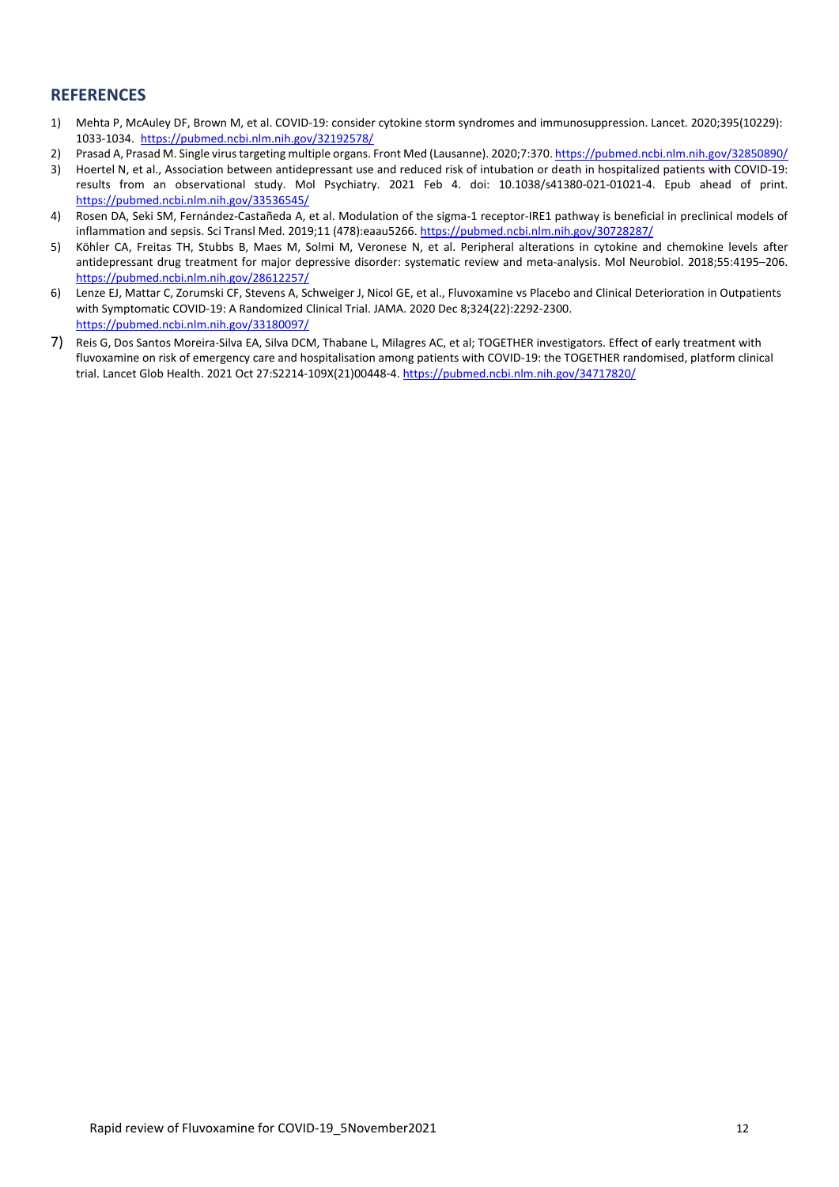## REFERENCES

1) Mehta P, McAuley DF, Brown M, et al. COVID-19: consider cytokine storm syndromes and immunosuppression. Lancet. 2020;395(10229): 1033-1034. https://pubmed.ncbi.nlm.nih.gov/32192578/
2) Prasad A, Prasad M. Single virus targeting multiple organs. Front Med (Lausanne). 2020;7:370. https://pubmed.ncbi.nlm.nih.gov/32850890/
3) Hoertel N, et al., Association between antidepressant use and reduced risk of intubation or death in hospitalized patients with COVID-19: results from an observational study. Mol Psychiatry. 2021 Feb 4. doi: 10.1038/s41380-021-01021-4. Epub ahead of print. https://pubmed.ncbi.nlm.nih.gov/33536545/
4) Rosen DA, Seki SM, Fernández-Castañeda A, et al. Modulation of the sigma-1 receptor-IRE1 pathway is beneficial in preclinical models of inflammation and sepsis. Sci Transl Med. 2019;11 (478):eaau5266. https://pubmed.ncbi.nlm.nih.gov/30728287/
5) Köhler CA, Freitas TH, Stubbs B, Maes M, Solmi M, Veronese N, et al. Peripheral alterations in cytokine and chemokine levels after antidepressant drug treatment for major depressive disorder: systematic review and meta-analysis. Mol Neurobiol. 2018;55:4195–206. https://pubmed.ncbi.nlm.nih.gov/28612257/
6) Lenze EJ, Mattar C, Zorumski CF, Stevens A, Schweiger J, Nicol GE, et al., Fluvoxamine vs Placebo and Clinical Deterioration in Outpatients with Symptomatic COVID-19: A Randomized Clinical Trial. JAMA. 2020 Dec 8;324(22):2292-2300. https://pubmed.ncbi.nlm.nih.gov/33180097/
7) Reis G, Dos Santos Moreira-Silva EA, Silva DCM, Thabane L, Milagres AC, et al; TOGETHER investigators. Effect of early treatment with fluvoxamine on risk of emergency care and hospitalisation among patients with COVID-19: the TOGETHER randomised, platform clinical trial. Lancet Glob Health. 2021 Oct 27:S2214-109X(21)00448-4. https://pubmed.ncbi.nlm.nih.gov/34717820/